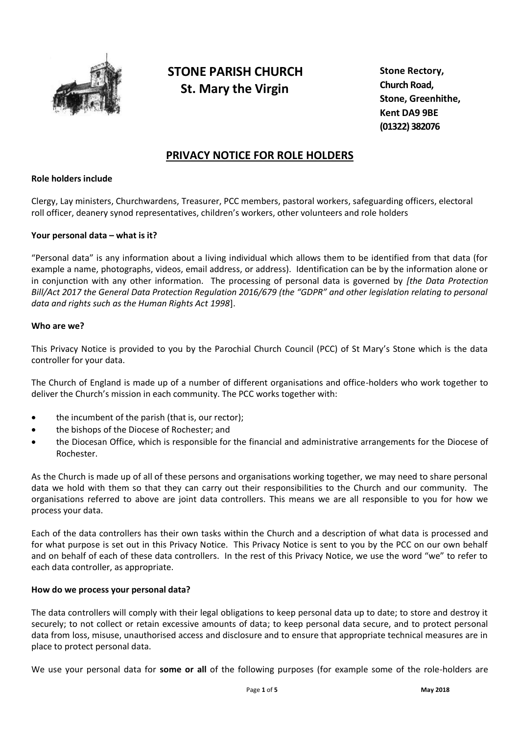# STONE PARISH CHURCH
## St. Mary the Virgin

**Stone Rectory,**
**Church Road,**
**Stone, Greenhithe,**
**Kent DA9 9BE**
**(01322) 382076**

## PRIVACY NOTICE FOR ROLE HOLDERS

**Role holders include**

Clergy, Lay ministers, Churchwardens, Treasurer, PCC members, pastoral workers, safeguarding officers, electoral roll officer, deanery synod representatives, children's workers, other volunteers and role holders

**Your personal data – what is it?**

"Personal data" is any information about a living individual which allows them to be identified from that data (for example a name, photographs, videos, email address, or address). Identification can be by the information alone or in conjunction with any other information. The processing of personal data is governed by *[the Data Protection Bill/Act 2017 the General Data Protection Regulation 2016/679 (the "GDPR" and other legislation relating to personal data and rights such as the Human Rights Act 1998*].

**Who are we?**

This Privacy Notice is provided to you by the Parochial Church Council (PCC) of St Mary's Stone which is the data controller for your data.

The Church of England is made up of a number of different organisations and office-holders who work together to deliver the Church's mission in each community. The PCC works together with:

- the incumbent of the parish (that is, our rector);
- the bishops of the Diocese of Rochester; and
- the Diocesan Office, which is responsible for the financial and administrative arrangements for the Diocese of Rochester.

As the Church is made up of all of these persons and organisations working together, we may need to share personal data we hold with them so that they can carry out their responsibilities to the Church and our community. The organisations referred to above are joint data controllers. This means we are all responsible to you for how we process your data.

Each of the data controllers has their own tasks within the Church and a description of what data is processed and for what purpose is set out in this Privacy Notice. This Privacy Notice is sent to you by the PCC on our own behalf and on behalf of each of these data controllers. In the rest of this Privacy Notice, we use the word "we" to refer to each data controller, as appropriate.

**How do we process your personal data?**

The data controllers will comply with their legal obligations to keep personal data up to date; to store and destroy it securely; to not collect or retain excessive amounts of data; to keep personal data secure, and to protect personal data from loss, misuse, unauthorised access and disclosure and to ensure that appropriate technical measures are in place to protect personal data.

We use your personal data for **some or all** of the following purposes (for example some of the role-holders are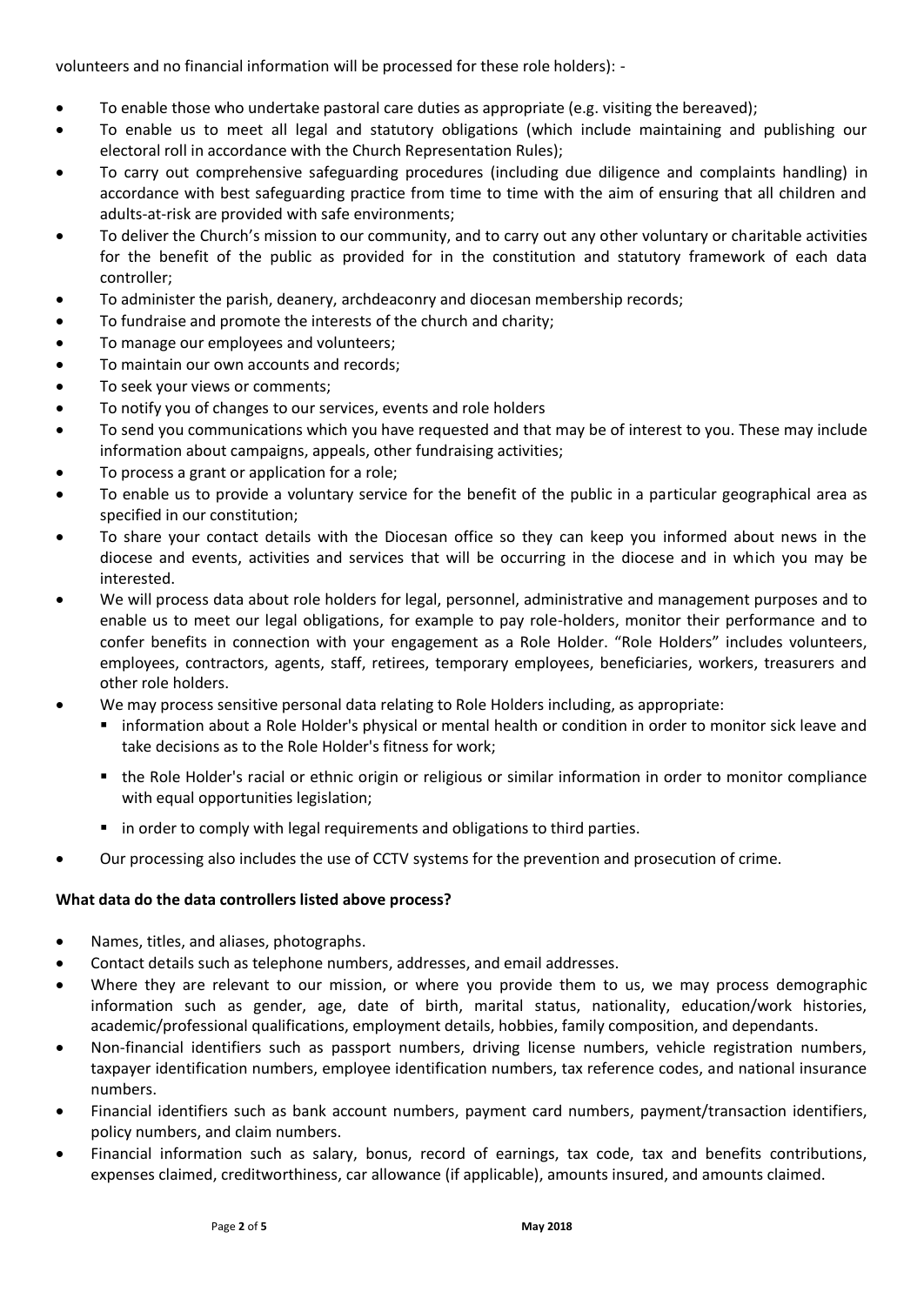volunteers and no financial information will be processed for these role holders): -

- To enable those who undertake pastoral care duties as appropriate (e.g. visiting the bereaved);
- To enable us to meet all legal and statutory obligations (which include maintaining and publishing our electoral roll in accordance with the Church Representation Rules);
- To carry out comprehensive safeguarding procedures (including due diligence and complaints handling) in accordance with best safeguarding practice from time to time with the aim of ensuring that all children and adults-at-risk are provided with safe environments;
- To deliver the Church's mission to our community, and to carry out any other voluntary or charitable activities for the benefit of the public as provided for in the constitution and statutory framework of each data controller;
- To administer the parish, deanery, archdeaconry and diocesan membership records;
- To fundraise and promote the interests of the church and charity;
- To manage our employees and volunteers;
- To maintain our own accounts and records;
- To seek your views or comments;
- To notify you of changes to our services, events and role holders
- To send you communications which you have requested and that may be of interest to you. These may include information about campaigns, appeals, other fundraising activities;
- To process a grant or application for a role;
- To enable us to provide a voluntary service for the benefit of the public in a particular geographical area as specified in our constitution;
- To share your contact details with the Diocesan office so they can keep you informed about news in the diocese and events, activities and services that will be occurring in the diocese and in which you may be interested.
- We will process data about role holders for legal, personnel, administrative and management purposes and to enable us to meet our legal obligations, for example to pay role-holders, monitor their performance and to confer benefits in connection with your engagement as a Role Holder. "Role Holders" includes volunteers, employees, contractors, agents, staff, retirees, temporary employees, beneficiaries, workers, treasurers and other role holders.
- We may process sensitive personal data relating to Role Holders including, as appropriate:
  - information about a Role Holder's physical or mental health or condition in order to monitor sick leave and take decisions as to the Role Holder's fitness for work;
  - the Role Holder's racial or ethnic origin or religious or similar information in order to monitor compliance with equal opportunities legislation;
  - in order to comply with legal requirements and obligations to third parties.
- Our processing also includes the use of CCTV systems for the prevention and prosecution of crime.

**What data do the data controllers listed above process?**

- Names, titles, and aliases, photographs.
- Contact details such as telephone numbers, addresses, and email addresses.
- Where they are relevant to our mission, or where you provide them to us, we may process demographic information such as gender, age, date of birth, marital status, nationality, education/work histories, academic/professional qualifications, employment details, hobbies, family composition, and dependants.
- Non-financial identifiers such as passport numbers, driving license numbers, vehicle registration numbers, taxpayer identification numbers, employee identification numbers, tax reference codes, and national insurance numbers.
- Financial identifiers such as bank account numbers, payment card numbers, payment/transaction identifiers, policy numbers, and claim numbers.
- Financial information such as salary, bonus, record of earnings, tax code, tax and benefits contributions, expenses claimed, creditworthiness, car allowance (if applicable), amounts insured, and amounts claimed.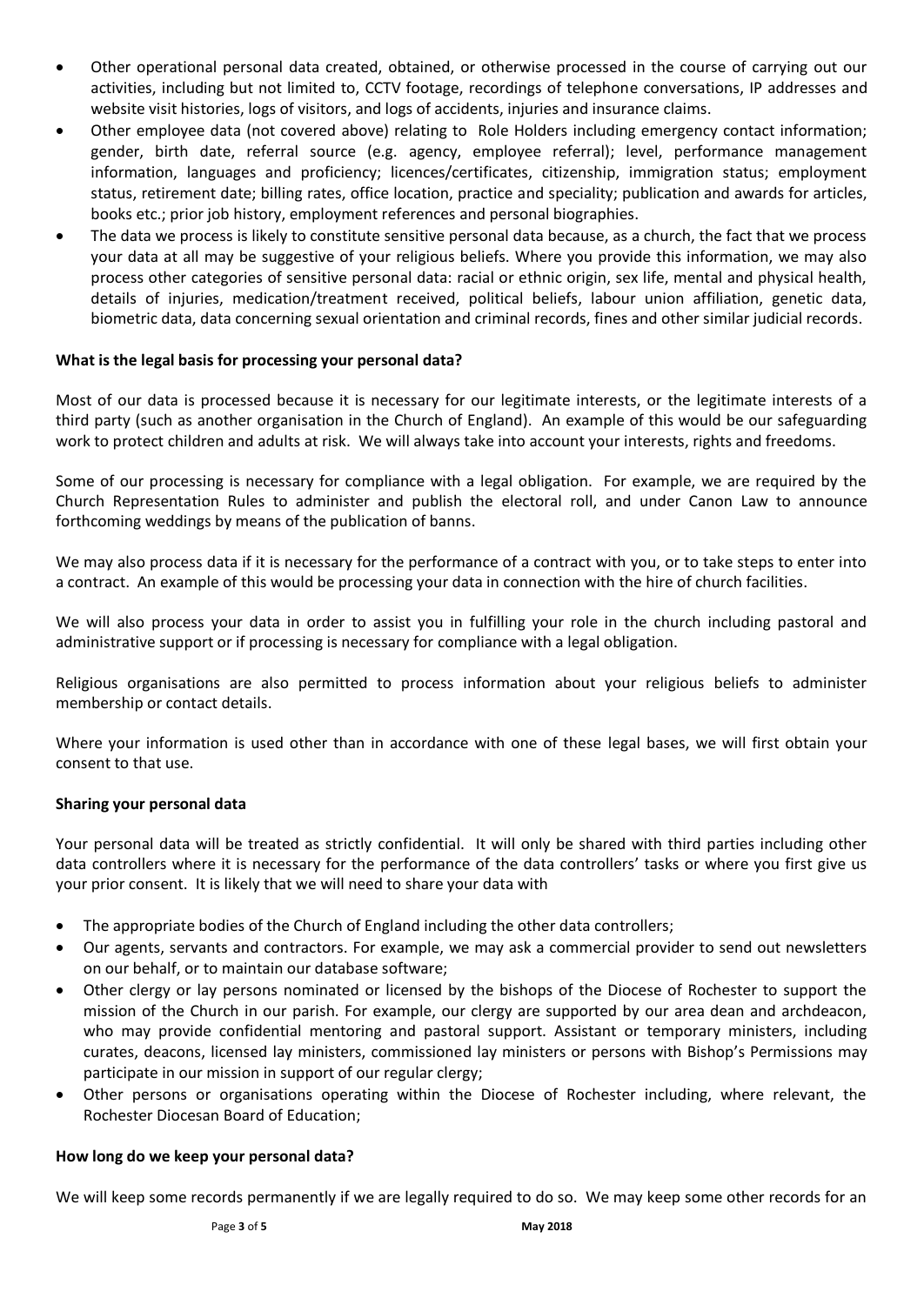- Other operational personal data created, obtained, or otherwise processed in the course of carrying out our activities, including but not limited to, CCTV footage, recordings of telephone conversations, IP addresses and website visit histories, logs of visitors, and logs of accidents, injuries and insurance claims.
- Other employee data (not covered above) relating to Role Holders including emergency contact information; gender, birth date, referral source (e.g. agency, employee referral); level, performance management information, languages and proficiency; licences/certificates, citizenship, immigration status; employment status, retirement date; billing rates, office location, practice and speciality; publication and awards for articles, books etc.; prior job history, employment references and personal biographies.
- The data we process is likely to constitute sensitive personal data because, as a church, the fact that we process your data at all may be suggestive of your religious beliefs. Where you provide this information, we may also process other categories of sensitive personal data: racial or ethnic origin, sex life, mental and physical health, details of injuries, medication/treatment received, political beliefs, labour union affiliation, genetic data, biometric data, data concerning sexual orientation and criminal records, fines and other similar judicial records.

**What is the legal basis for processing your personal data?**

Most of our data is processed because it is necessary for our legitimate interests, or the legitimate interests of a third party (such as another organisation in the Church of England). An example of this would be our safeguarding work to protect children and adults at risk. We will always take into account your interests, rights and freedoms.

Some of our processing is necessary for compliance with a legal obligation. For example, we are required by the Church Representation Rules to administer and publish the electoral roll, and under Canon Law to announce forthcoming weddings by means of the publication of banns.

We may also process data if it is necessary for the performance of a contract with you, or to take steps to enter into a contract. An example of this would be processing your data in connection with the hire of church facilities.

We will also process your data in order to assist you in fulfilling your role in the church including pastoral and administrative support or if processing is necessary for compliance with a legal obligation.

Religious organisations are also permitted to process information about your religious beliefs to administer membership or contact details.

Where your information is used other than in accordance with one of these legal bases, we will first obtain your consent to that use.

**Sharing your personal data**

Your personal data will be treated as strictly confidential. It will only be shared with third parties including other data controllers where it is necessary for the performance of the data controllers' tasks or where you first give us your prior consent. It is likely that we will need to share your data with

- The appropriate bodies of the Church of England including the other data controllers;
- Our agents, servants and contractors. For example, we may ask a commercial provider to send out newsletters on our behalf, or to maintain our database software;
- Other clergy or lay persons nominated or licensed by the bishops of the Diocese of Rochester to support the mission of the Church in our parish. For example, our clergy are supported by our area dean and archdeacon, who may provide confidential mentoring and pastoral support. Assistant or temporary ministers, including curates, deacons, licensed lay ministers, commissioned lay ministers or persons with Bishop's Permissions may participate in our mission in support of our regular clergy;
- Other persons or organisations operating within the Diocese of Rochester including, where relevant, the Rochester Diocesan Board of Education;

**How long do we keep your personal data?**

We will keep some records permanently if we are legally required to do so. We may keep some other records for an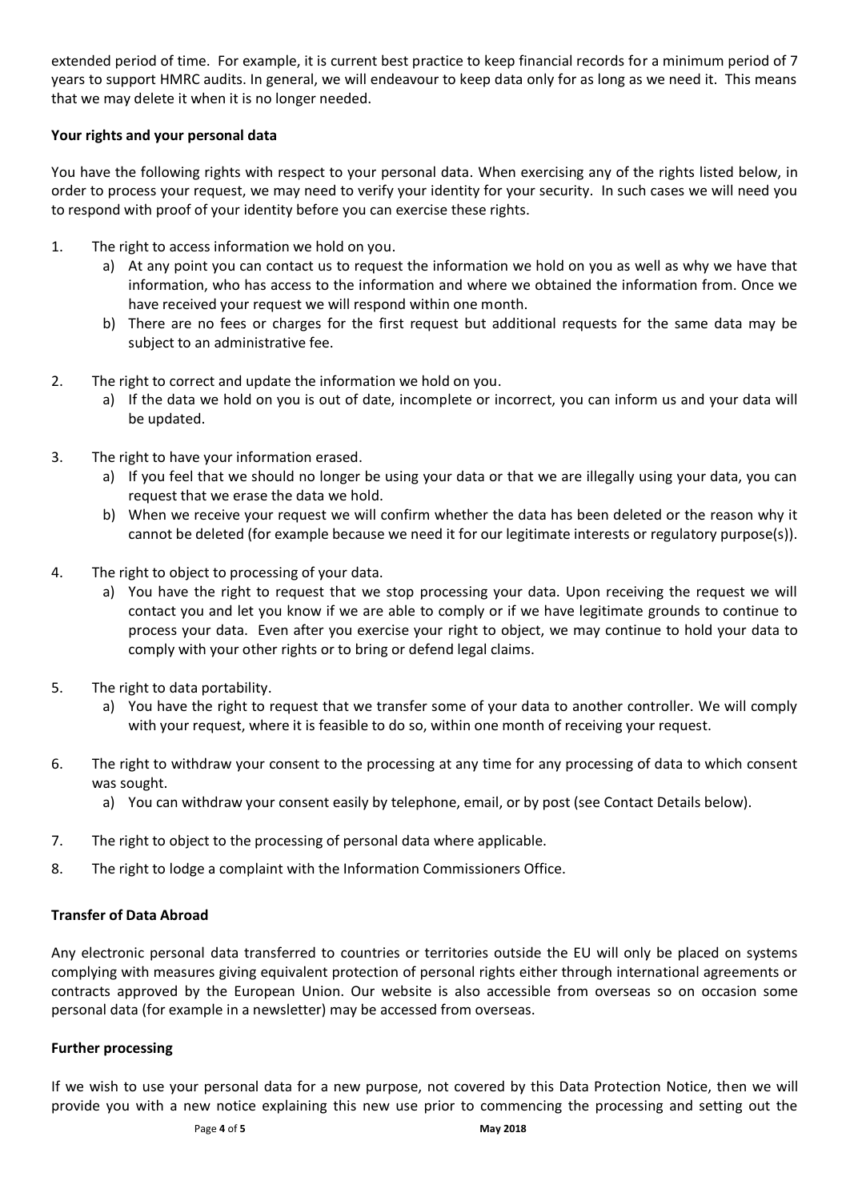extended period of time. For example, it is current best practice to keep financial records for a minimum period of 7 years to support HMRC audits. In general, we will endeavour to keep data only for as long as we need it. This means that we may delete it when it is no longer needed.

**Your rights and your personal data**

You have the following rights with respect to your personal data. When exercising any of the rights listed below, in order to process your request, we may need to verify your identity for your security. In such cases we will need you to respond with proof of your identity before you can exercise these rights.

1. The right to access information we hold on you.
   a) At any point you can contact us to request the information we hold on you as well as why we have that information, who has access to the information and where we obtained the information from. Once we have received your request we will respond within one month.
   b) There are no fees or charges for the first request but additional requests for the same data may be subject to an administrative fee.

2. The right to correct and update the information we hold on you.
   a) If the data we hold on you is out of date, incomplete or incorrect, you can inform us and your data will be updated.

3. The right to have your information erased.
   a) If you feel that we should no longer be using your data or that we are illegally using your data, you can request that we erase the data we hold.
   b) When we receive your request we will confirm whether the data has been deleted or the reason why it cannot be deleted (for example because we need it for our legitimate interests or regulatory purpose(s)).

4. The right to object to processing of your data.
   a) You have the right to request that we stop processing your data. Upon receiving the request we will contact you and let you know if we are able to comply or if we have legitimate grounds to continue to process your data. Even after you exercise your right to object, we may continue to hold your data to comply with your other rights or to bring or defend legal claims.

5. The right to data portability.
   a) You have the right to request that we transfer some of your data to another controller. We will comply with your request, where it is feasible to do so, within one month of receiving your request.

6. The right to withdraw your consent to the processing at any time for any processing of data to which consent was sought.
   a) You can withdraw your consent easily by telephone, email, or by post (see Contact Details below).

7. The right to object to the processing of personal data where applicable.

8. The right to lodge a complaint with the Information Commissioners Office.

**Transfer of Data Abroad**

Any electronic personal data transferred to countries or territories outside the EU will only be placed on systems complying with measures giving equivalent protection of personal rights either through international agreements or contracts approved by the European Union. Our website is also accessible from overseas so on occasion some personal data (for example in a newsletter) may be accessed from overseas.

**Further processing**

If we wish to use your personal data for a new purpose, not covered by this Data Protection Notice, then we will provide you with a new notice explaining this new use prior to commencing the processing and setting out the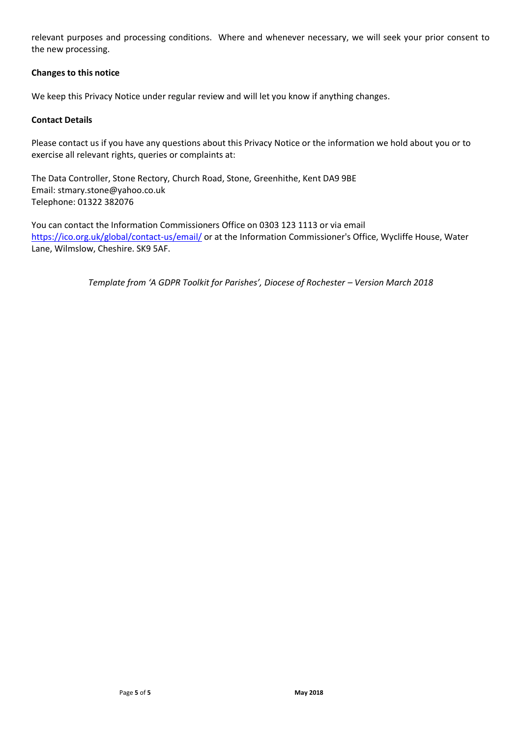relevant purposes and processing conditions. Where and whenever necessary, we will seek your prior consent to the new processing.

**Changes to this notice**

We keep this Privacy Notice under regular review and will let you know if anything changes.

**Contact Details**

Please contact us if you have any questions about this Privacy Notice or the information we hold about you or to exercise all relevant rights, queries or complaints at:

The Data Controller, Stone Rectory, Church Road, Stone, Greenhithe, Kent DA9 9BE
Email: stmary.stone@yahoo.co.uk
Telephone: 01322 382076

You can contact the Information Commissioners Office on 0303 123 1113 or via email https://ico.org.uk/global/contact-us/email/ or at the Information Commissioner's Office, Wycliffe House, Water Lane, Wilmslow, Cheshire. SK9 5AF.

*Template from 'A GDPR Toolkit for Parishes', Diocese of Rochester – Version March 2018*